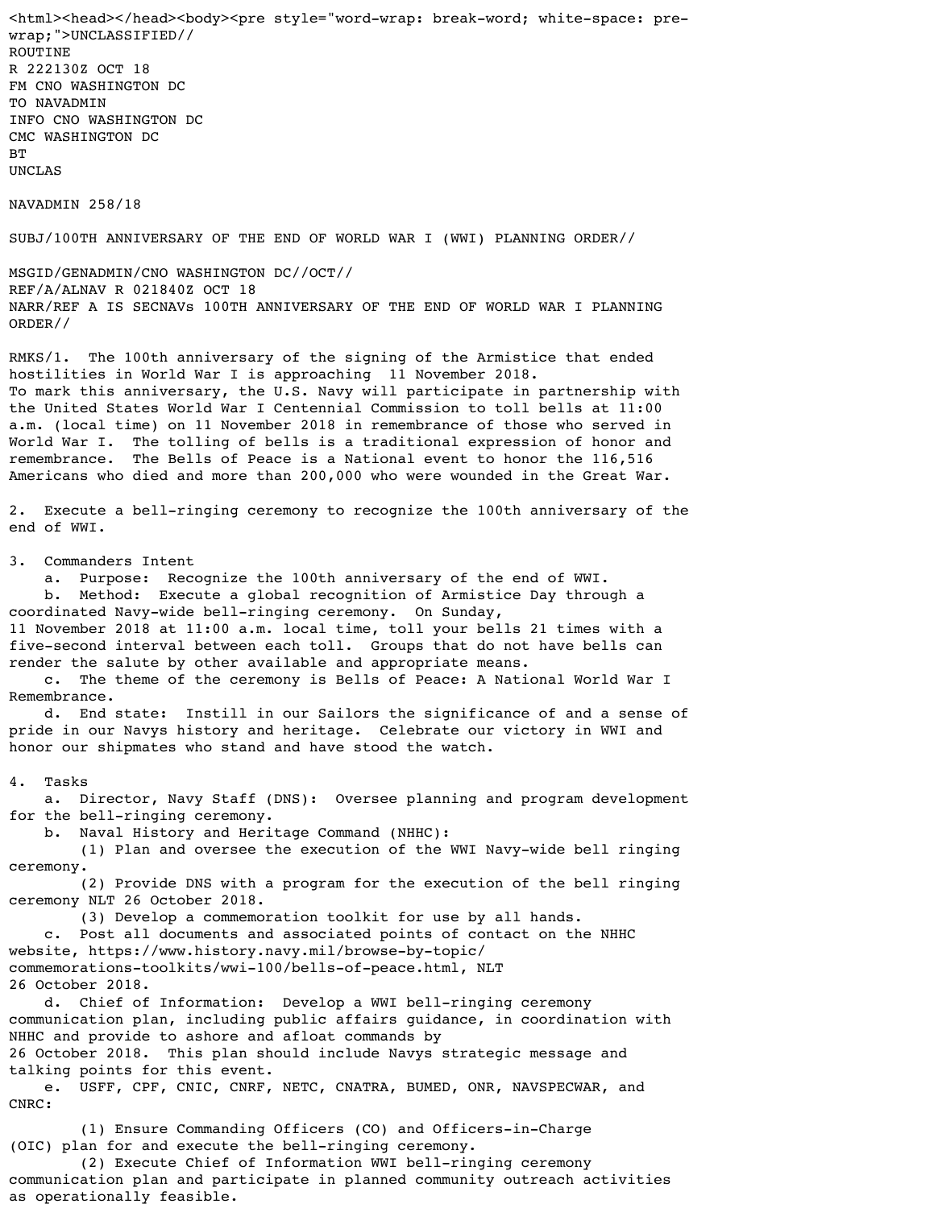UNCLASSIFIED//
ROUTINE
R 222130Z OCT 18
FM CNO WASHINGTON DC
TO NAVADMIN
INFO CNO WASHINGTON DC
CMC WASHINGTON DC
BT
UNCLAS

NAVADMIN 258/18

SUBJ/100TH ANNIVERSARY OF THE END OF WORLD WAR I (WWI) PLANNING ORDER//

MSGID/GENADMIN/CNO WASHINGTON DC//OCT//
REF/A/ALNAV R 021840Z OCT 18
NARR/REF A IS SECNAVs 100TH ANNIVERSARY OF THE END OF WORLD WAR I PLANNING ORDER//

RMKS/1. The 100th anniversary of the signing of the Armistice that ended hostilities in World War I is approaching 11 November 2018. To mark this anniversary, the U.S. Navy will participate in partnership with the United States World War I Centennial Commission to toll bells at 11:00 a.m. (local time) on 11 November 2018 in remembrance of those who served in World War I. The tolling of bells is a traditional expression of honor and remembrance. The Bells of Peace is a National event to honor the 116,516 Americans who died and more than 200,000 who were wounded in the Great War.

2. Execute a bell-ringing ceremony to recognize the 100th anniversary of the end of WWI.

3. Commanders Intent
   a. Purpose: Recognize the 100th anniversary of the end of WWI.
   b. Method: Execute a global recognition of Armistice Day through a coordinated Navy-wide bell-ringing ceremony. On Sunday, 11 November 2018 at 11:00 a.m. local time, toll your bells 21 times with a five-second interval between each toll. Groups that do not have bells can render the salute by other available and appropriate means.
   c. The theme of the ceremony is Bells of Peace: A National World War I Remembrance.
   d. End state: Instill in our Sailors the significance of and a sense of pride in our Navys history and heritage. Celebrate our victory in WWI and honor our shipmates who stand and have stood the watch.

4. Tasks
   a. Director, Navy Staff (DNS): Oversee planning and program development for the bell-ringing ceremony.
   b. Naval History and Heritage Command (NHHC):
      (1) Plan and oversee the execution of the WWI Navy-wide bell ringing ceremony.
      (2) Provide DNS with a program for the execution of the bell ringing ceremony NLT 26 October 2018.
      (3) Develop a commemoration toolkit for use by all hands.
   c. Post all documents and associated points of contact on the NHHC website, https://www.history.navy.mil/browse-by-topic/commemorations-toolkits/wwi-100/bells-of-peace.html, NLT 26 October 2018.
   d. Chief of Information: Develop a WWI bell-ringing ceremony communication plan, including public affairs guidance, in coordination with NHHC and provide to ashore and afloat commands by 26 October 2018. This plan should include Navys strategic message and talking points for this event.
   e. USFF, CPF, CNIC, CNRF, NETC, CNATRA, BUMED, ONR, NAVSPECWAR, and CNRC:
      (1) Ensure Commanding Officers (CO) and Officers-in-Charge (OIC) plan for and execute the bell-ringing ceremony.
      (2) Execute Chief of Information WWI bell-ringing ceremony communication plan and participate in planned community outreach activities as operationally feasible.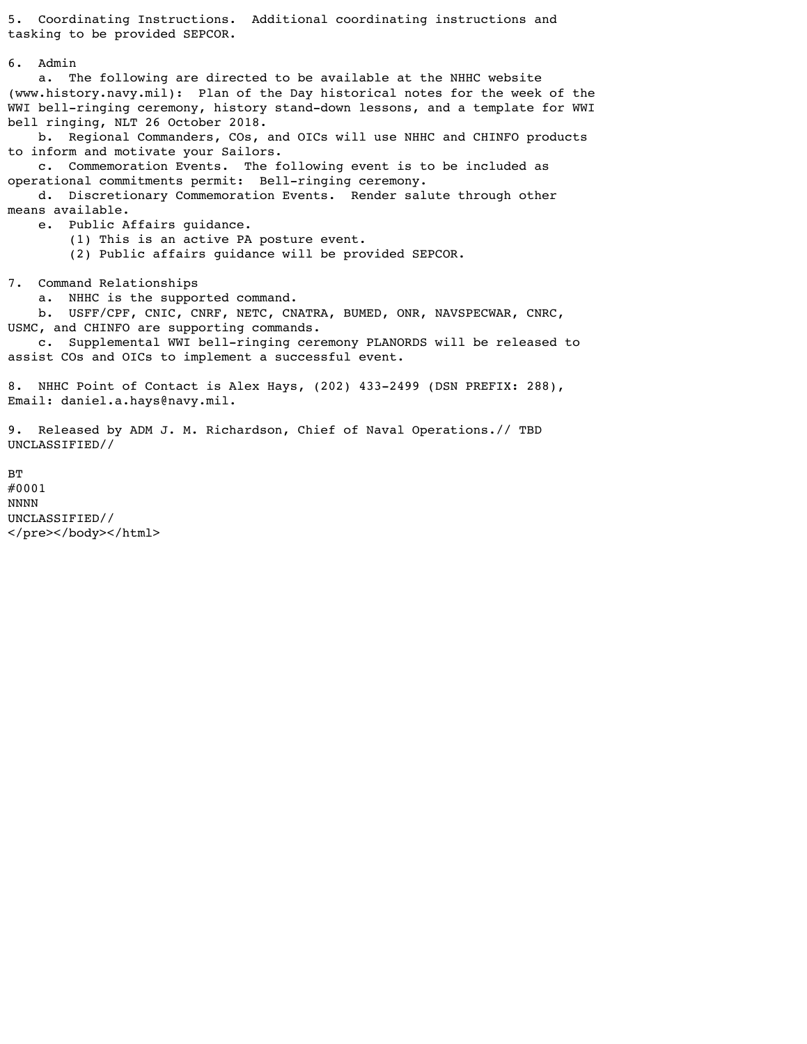5. Coordinating Instructions. Additional coordinating instructions and tasking to be provided SEPCOR.

6. Admin

a. The following are directed to be available at the NHHC website (www.history.navy.mil): Plan of the Day historical notes for the week of the WWI bell-ringing ceremony, history stand-down lessons, and a template for WWI bell ringing, NLT 26 October 2018.

b. Regional Commanders, COs, and OICs will use NHHC and CHINFO products to inform and motivate your Sailors.

c. Commemoration Events. The following event is to be included as operational commitments permit: Bell-ringing ceremony.

d. Discretionary Commemoration Events. Render salute through other means available.

e. Public Affairs guidance.

(1) This is an active PA posture event.

(2) Public affairs guidance will be provided SEPCOR.

7. Command Relationships

a. NHHC is the supported command.

b. USFF/CPF, CNIC, CNRF, NETC, CNATRA, BUMED, ONR, NAVSPECWAR, CNRC, USMC, and CHINFO are supporting commands.

c. Supplemental WWI bell-ringing ceremony PLANORDS will be released to assist COs and OICs to implement a successful event.

8. NHHC Point of Contact is Alex Hays, (202) 433-2499 (DSN PREFIX: 288), Email: daniel.a.hays@navy.mil.

9. Released by ADM J. M. Richardson, Chief of Naval Operations.// TBD
UNCLASSIFIED//

BT
#0001
NNNN
UNCLASSIFIED//
</pre></body></html>